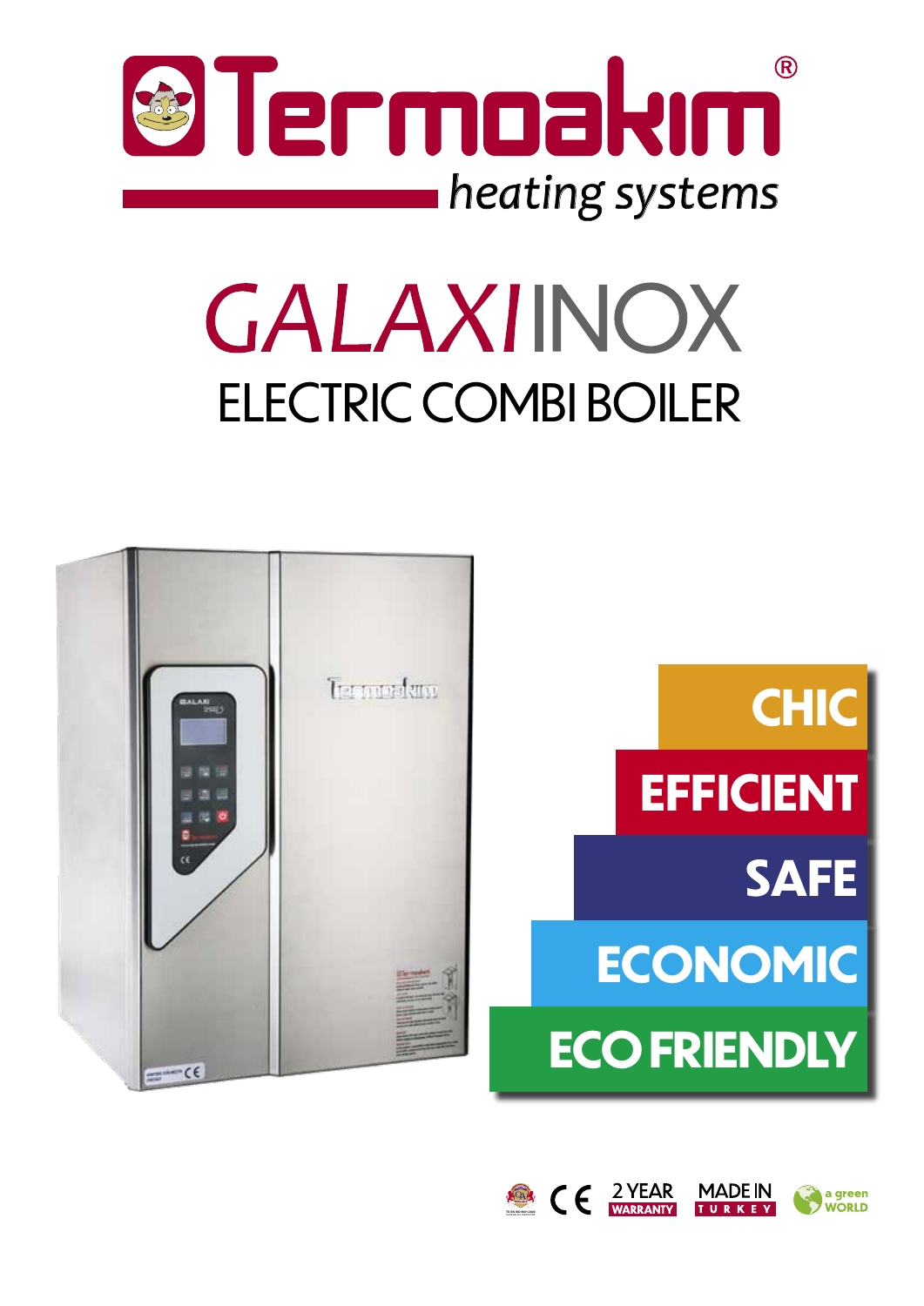# Termoakim®

heating systems

# GALAXI INOX

## ELECTRIC COMBI BOILER

**CHIC**

**EFFICIENT**

**SAFE**

**ECONOMIC**

**ECO FRIENDLY**

CE 2 YEAR WARRANTY MADE IN TURKEY a green WORLD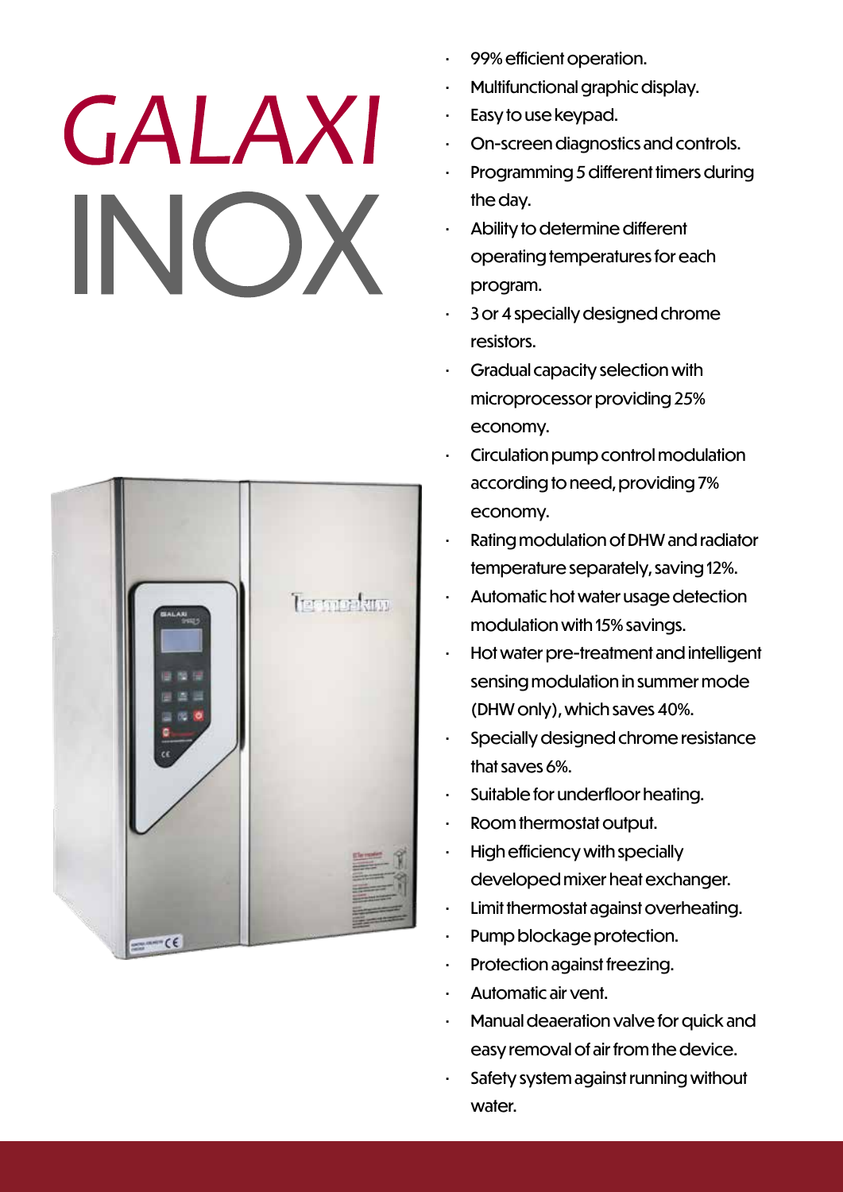# GALAXI INOX

- 99% efficient operation.
- Multifunctional graphic display.
- Easy to use keypad.
- On-screen diagnostics and controls.
- Programming 5 different timers during the day.
- Ability to determine different operating temperatures for each program.
- 3 or 4 specially designed chrome resistors.
- Gradual capacity selection with microprocessor providing 25% economy.
- Circulation pump control modulation according to need, providing 7% economy.
- Rating modulation of DHW and radiator temperature separately, saving 12%.
- Automatic hot water usage detection modulation with 15% savings.
- Hot water pre-treatment and intelligent sensing modulation in summer mode (DHW only), which saves 40%.
- Specially designed chrome resistance that saves 6%.
- Suitable for underfloor heating.
- Room thermostat output.
- High efficiency with specially developed mixer heat exchanger.
- Limit thermostat against overheating.
- Pump blockage protection.
- Protection against freezing.
- Automatic air vent.
- Manual deaeration valve for quick and easy removal of air from the device.
- Safety system against running without water.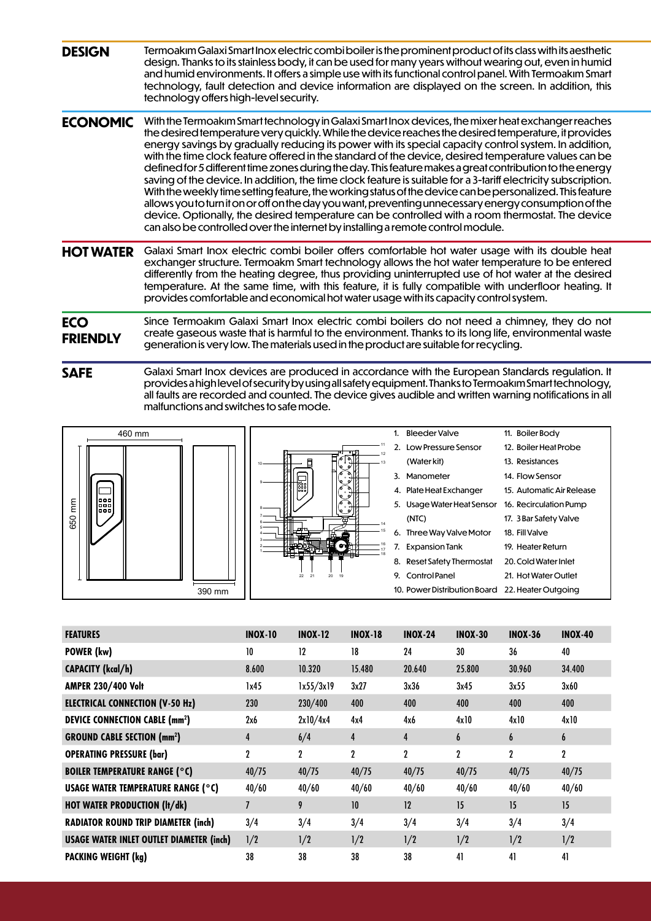## DESIGN

Termoakım Galaxi Smart Inox electric combi boiler is the prominent product of its class with its aesthetic design. Thanks to its stainless body, it can be used for many years without wearing out, even in humid and humid environments. It offers a simple use with its functional control panel. With Termoakım Smart technology, fault detection and device information are displayed on the screen. In addition, this technology offers high-level security.

## ECONOMIC

With the Termoakım Smart technology in Galaxi Smart Inox devices, the mixer heat exchanger reaches the desired temperature very quickly. While the device reaches the desired temperature, it provides energy savings by gradually reducing its power with its special capacity control system. In addition, with the time clock feature offered in the standard of the device, desired temperature values can be defined for 5 different time zones during the day. This feature makes a great contribution to the energy saving of the device. In addition, the time clock feature is suitable for a 3-tariff electricity subscription. With the weekly time setting feature, the working status of the device can be personalized. This feature allows you to turn it on or off on the day you want, preventing unnecessary energy consumption of the device. Optionally, the desired temperature can be controlled with a room thermostat. The device can also be controlled over the internet by installing a remote control module.

## HOT WATER

Galaxi Smart Inox electric combi boiler offers comfortable hot water usage with its double heat exchanger structure. Termoakm Smart technology allows the hot water temperature to be entered differently from the heating degree, thus providing uninterrupted use of hot water at the desired temperature. At the same time, with this feature, it is fully compatible with underfloor heating. It provides comfortable and economical hot water usage with its capacity control system.

## ECO FRIENDLY

Since Termoakım Galaxi Smart Inox electric combi boilers do not need a chimney, they do not create gaseous waste that is harmful to the environment. Thanks to its long life, environmental waste generation is very low. The materials used in the product are suitable for recycling.

## SAFE

Galaxi Smart Inox devices are produced in accordance with the European Standards regulation. It provides a high level of security by using all safety equipment. Thanks to Termoakım Smart technology, all faults are recorded and counted. The device gives audible and written warning notifications in all malfunctions and switches to safe mode.

460 mm

650 mm

390 mm

1. Bleeder Valve
2. Low Pressure Sensor (Water kit)
3. Manometer
4. Plate Heat Exchanger
5. Usage Water Heat Sensor (NTC)
6. Three Way Valve Motor
7. Expansion Tank
8. Reset Safety Thermostat
9. Control Panel
10. Power Distribution Board
11. Boiler Body
12. Boiler Heat Probe
13. Resistances
14. Flow Sensor
15. Automatic Air Release
16. Recirculation Pump
17. 3 Bar Safety Valve
18. Fill Valve
19. Heater Return
20. Cold Water Inlet
21. Hot Water Outlet
22. Heater Outgoing

| FEATURES | INOX-10 | INOX-12 | INOX-18 | INOX-24 | INOX-30 | INOX-36 | INOX-40 |
|---|---|---|---|---|---|---|---|
| POWER (kw) | 10 | 12 | 18 | 24 | 30 | 36 | 40 |
| CAPACITY (kcal/h) | 8.600 | 10.320 | 15.480 | 20.640 | 25.800 | 30.960 | 34.400 |
| AMPER 230/400 Volt | 1x45 | 1x55/3x19 | 3x27 | 3x36 | 3x45 | 3x55 | 3x60 |
| ELECTRICAL CONNECTION (V-50 Hz) | 230 | 230/400 | 400 | 400 | 400 | 400 | 400 |
| DEVICE CONNECTION CABLE (mm²) | 2x6 | 2x10/4x4 | 4x4 | 4x6 | 4x10 | 4x10 | 4x10 |
| GROUND CABLE SECTION (mm²) | 4 | 6/4 | 4 | 4 | 6 | 6 | 6 |
| OPERATING PRESSURE (bar) | 2 | 2 | 2 | 2 | 2 | 2 | 2 |
| BOILER TEMPERATURE RANGE (°C) | 40/75 | 40/75 | 40/75 | 40/75 | 40/75 | 40/75 | 40/75 |
| USAGE WATER TEMPERATURE RANGE (°C) | 40/60 | 40/60 | 40/60 | 40/60 | 40/60 | 40/60 | 40/60 |
| HOT WATER PRODUCTION (lt/dk) | 7 | 9 | 10 | 12 | 15 | 15 | 15 |
| RADIATOR ROUND TRIP DIAMETER (inch) | 3/4 | 3/4 | 3/4 | 3/4 | 3/4 | 3/4 | 3/4 |
| USAGE WATER INLET OUTLET DIAMETER (inch) | 1/2 | 1/2 | 1/2 | 1/2 | 1/2 | 1/2 | 1/2 |
| PACKING WEIGHT (kg) | 38 | 38 | 38 | 38 | 41 | 41 | 41 |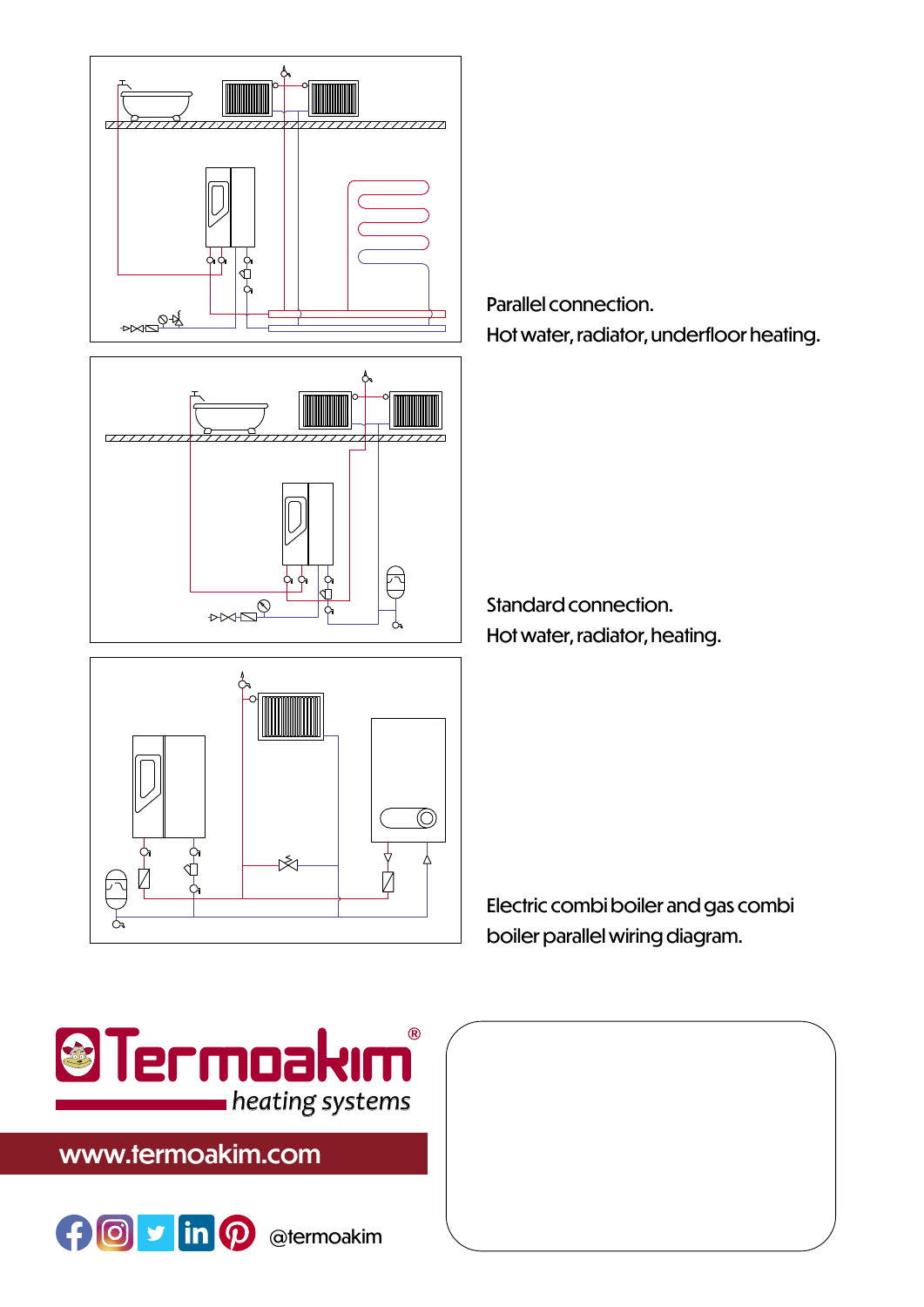Parallel connection.
Hot water, radiator, underfloor heating.

Standard connection.
Hot water, radiator, heating.

Electric combi boiler and gas combi boiler parallel wiring diagram.

Termoakim®

*heating systems*

www.termoakim.com

@termoakim